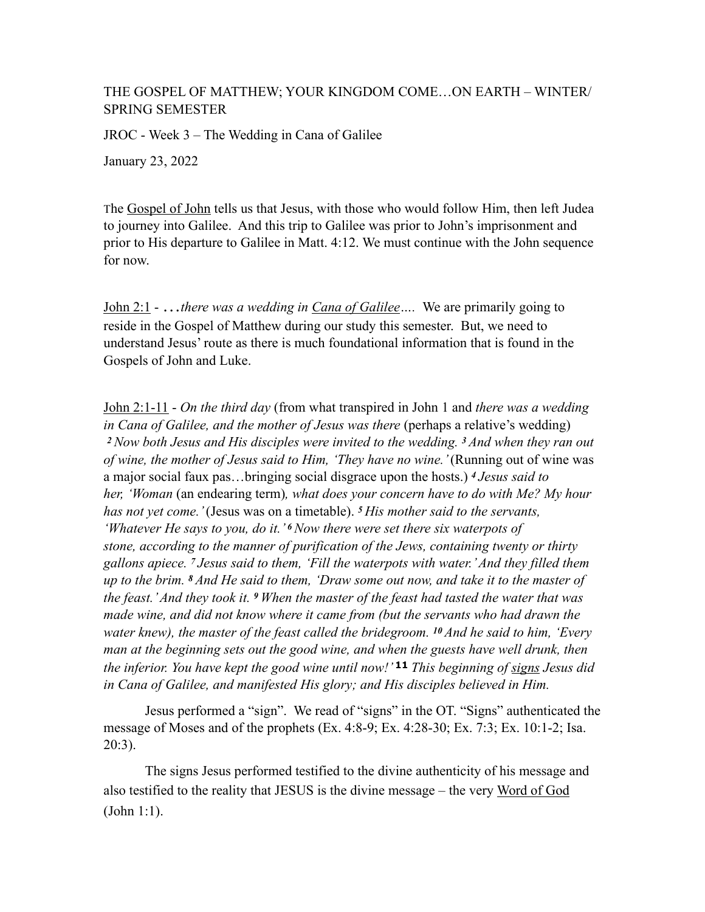THE GOSPEL OF MATTHEW; YOUR KINGDOM COME…ON EARTH – WINTER/ SPRING SEMESTER

JROC - Week 3 – The Wedding in Cana of Galilee

January 23, 2022

The Gospel of John tells us that Jesus, with those who would follow Him, then left Judea to journey into Galilee. And this trip to Galilee was prior to John's imprisonment and prior to His departure to Galilee in Matt. 4:12. We must continue with the John sequence for now.

John 2:1 - *…there was a wedding in Cana of Galilee….* We are primarily going to reside in the Gospel of Matthew during our study this semester. But, we need to understand Jesus' route as there is much foundational information that is found in the Gospels of John and Luke.

John 2:1-11 - *On the third day* (from what transpired in John 1 and *there was a wedding in Cana of Galilee, and the mother of Jesus was there* (perhaps a relative's wedding) *2 Now both Jesus and His disciples were invited to the wedding. 3 And when they ran out of wine, the mother of Jesus said to Him, 'They have no wine.'* (Running out of wine was a major social faux pas…bringing social disgrace upon the hosts.) *4 Jesus said to her, 'Woman* (an endearing term)*, what does your concern have to do with Me? My hour has not yet come.'* (Jesus was on a timetable). *5 His mother said to the servants, 'Whatever He says to you, do it.' 6 Now there were set there six waterpots of stone, according to the manner of purification of the Jews, containing twenty or thirty gallons apiece. 7 Jesus said to them, 'Fill the waterpots with water.' And they filled them up to the brim. 8 And He said to them, 'Draw some out now, and take it to the master of the feast.' And they took it. 9 When the master of the feast had tasted the water that was made wine, and did not know where it came from (but the servants who had drawn the water knew), the master of the feast called the bridegroom. 10 And he said to him, 'Every man at the beginning sets out the good wine, and when the guests have well drunk, then the inferior. You have kept the good wine until now!' 11 This beginning of signs Jesus did in Cana of Galilee, and manifested His glory; and His disciples believed in Him.*

Jesus performed a "sign". We read of "signs" in the OT. "Signs" authenticated the message of Moses and of the prophets (Ex. 4:8-9; Ex. 4:28-30; Ex. 7:3; Ex. 10:1-2; Isa. 20:3).

The signs Jesus performed testified to the divine authenticity of his message and also testified to the reality that JESUS is the divine message – the very Word of God (John 1:1).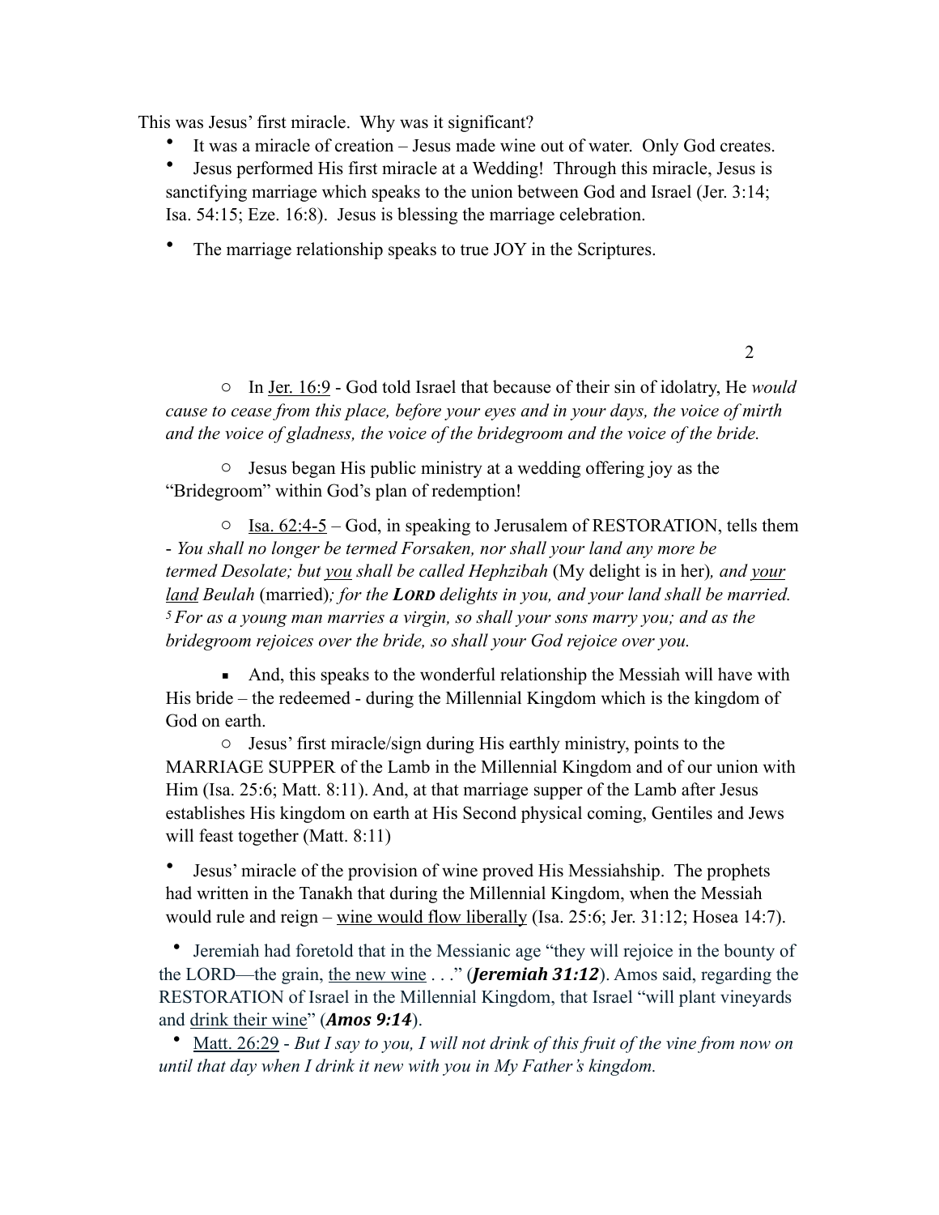This was Jesus' first miracle. Why was it significant?

- It was a miracle of creation – Jesus made wine out of water. Only God creates.
- Jesus performed His first miracle at a Wedding! Through this miracle, Jesus is sanctifying marriage which speaks to the union between God and Israel (Jer. 3:14; Isa. 54:15; Eze. 16:8). Jesus is blessing the marriage celebration.
- The marriage relationship speaks to true JOY in the Scriptures.
    - In Jer. 16:9 - God told Israel that because of their sin of idolatry, He *would cause to cease from this place, before your eyes and in your days, the voice of mirth and the voice of gladness, the voice of the bridegroom and the voice of the bride.*
    - Jesus began His public ministry at a wedding offering joy as the "Bridegroom" within God's plan of redemption!
    - Isa. 62:4-5 – God, in speaking to Jerusalem of RESTORATION, tells them - *You shall no longer be termed Forsaken, nor shall your land any more be termed Desolate; but you shall be called Hephzibah* (My delight is in her)*, and your land Beulah* (married)*; for the* ***LORD*** *delights in you, and your land shall be married.* [5] *For as a young man marries a virgin, so shall your sons marry you; and as the bridegroom rejoices over the bride, so shall your God rejoice over you.*
        - And, this speaks to the wonderful relationship the Messiah will have with His bride – the redeemed - during the Millennial Kingdom which is the kingdom of God on earth.
    - Jesus' first miracle/sign during His earthly ministry, points to the MARRIAGE SUPPER of the Lamb in the Millennial Kingdom and of our union with Him (Isa. 25:6; Matt. 8:11). And, at that marriage supper of the Lamb after Jesus establishes His kingdom on earth at His Second physical coming, Gentiles and Jews will feast together (Matt. 8:11)
- Jesus' miracle of the provision of wine proved His Messiahship. The prophets had written in the Tanakh that during the Millennial Kingdom, when the Messiah would rule and reign – wine would flow liberally (Isa. 25:6; Jer. 31:12; Hosea 14:7).
- Jeremiah had foretold that in the Messianic age "they will rejoice in the bounty of the LORD—the grain, the new wine . . ." (***Jeremiah 31:12***). Amos said, regarding the RESTORATION of Israel in the Millennial Kingdom, that Israel "will plant vineyards and drink their wine" (***Amos 9:14***).
- Matt. 26:29 - *But I say to you, I will not drink of this fruit of the vine from now on until that day when I drink it new with you in My Father's kingdom.*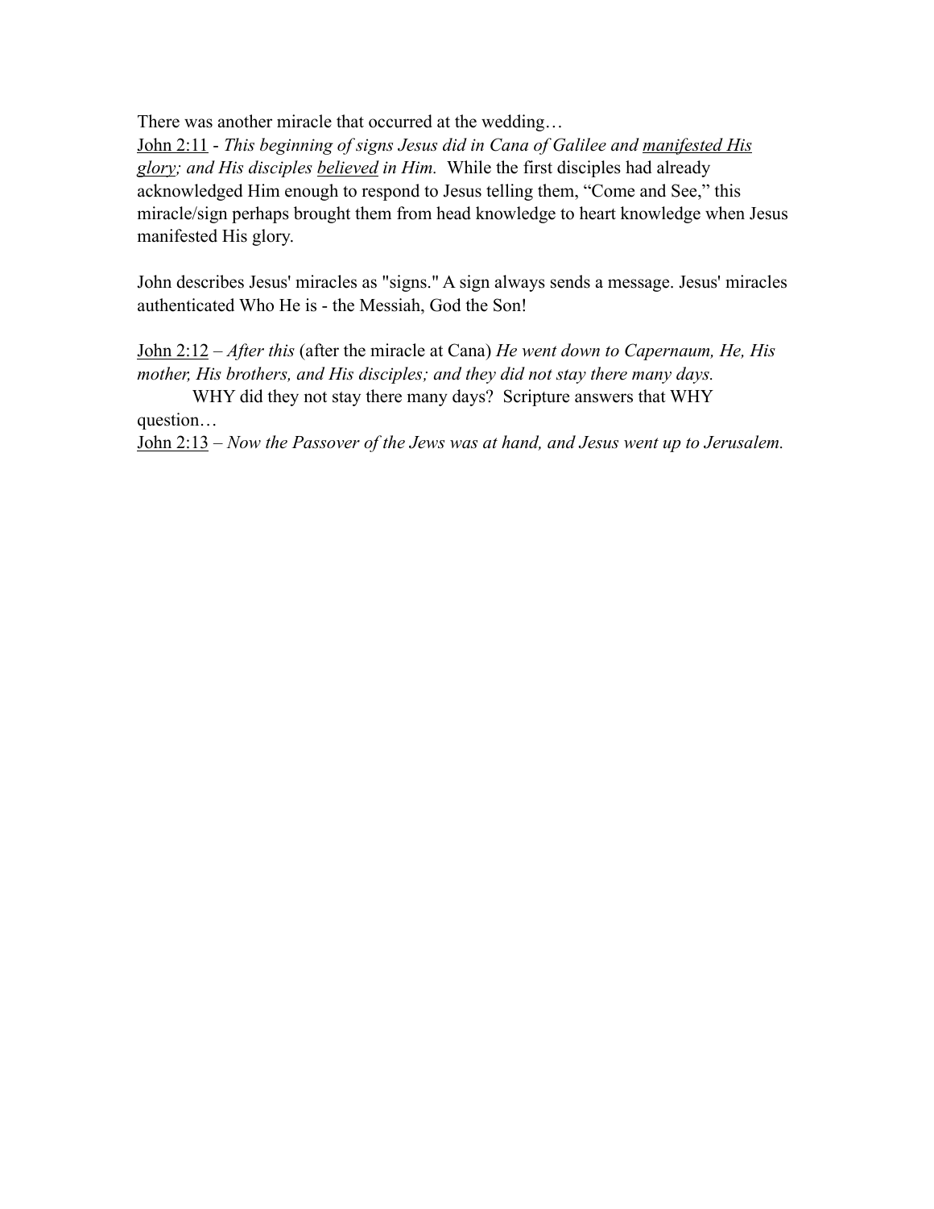There was another miracle that occurred at the wedding…

<u>John 2:11</u> - *This beginning of signs Jesus did in Cana of Galilee and <u>manifested His glory</u>; and His disciples <u>believed</u> in Him.* While the first disciples had already acknowledged Him enough to respond to Jesus telling them, "Come and See," this miracle/sign perhaps brought them from head knowledge to heart knowledge when Jesus manifested His glory.

John describes Jesus' miracles as "signs." A sign always sends a message. Jesus' miracles authenticated Who He is - the Messiah, God the Son!

<u>John 2:12</u> – *After this* (after the miracle at Cana) *He went down to Capernaum, He, His mother, His brothers, and His disciples; and they did not stay there many days.*

WHY did they not stay there many days? Scripture answers that WHY question…

<u>John 2:13</u> – *Now the Passover of the Jews was at hand, and Jesus went up to Jerusalem.*